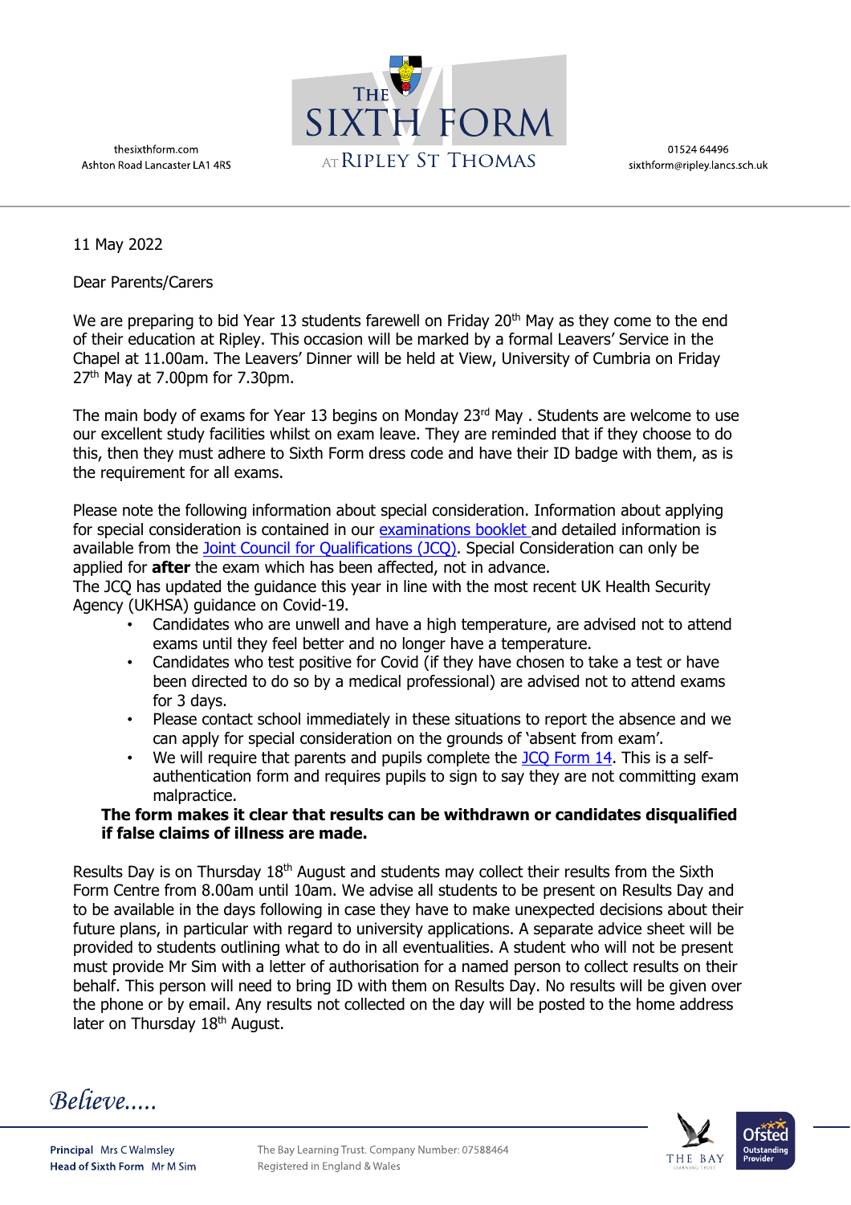thesixthform.com
Ashton Road Lancaster LA1 4RS

THE SIXTH FORM AT RIPLEY ST THOMAS

01524 64496
sixthform@ripley.lancs.sch.uk

11 May 2022

Dear Parents/Carers

We are preparing to bid Year 13 students farewell on Friday 20th May as they come to the end of their education at Ripley. This occasion will be marked by a formal Leavers' Service in the Chapel at 11.00am. The Leavers' Dinner will be held at View, University of Cumbria on Friday 27th May at 7.00pm for 7.30pm.

The main body of exams for Year 13 begins on Monday 23rd May . Students are welcome to use our excellent study facilities whilst on exam leave. They are reminded that if they choose to do this, then they must adhere to Sixth Form dress code and have their ID badge with them, as is the requirement for all exams.

Please note the following information about special consideration. Information about applying for special consideration is contained in our examinations booklet and detailed information is available from the Joint Council for Qualifications (JCQ). Special Consideration can only be applied for **after** the exam which has been affected, not in advance.
The JCQ has updated the guidance this year in line with the most recent UK Health Security Agency (UKHSA) guidance on Covid-19.

- Candidates who are unwell and have a high temperature, are advised not to attend exams until they feel better and no longer have a temperature.
- Candidates who test positive for Covid (if they have chosen to take a test or have been directed to do so by a medical professional) are advised not to attend exams for 3 days.
- Please contact school immediately in these situations to report the absence and we can apply for special consideration on the grounds of 'absent from exam'.
- We will require that parents and pupils complete the JCQ Form 14. This is a self-authentication form and requires pupils to sign to say they are not committing exam malpractice.

**The form makes it clear that results can be withdrawn or candidates disqualified if false claims of illness are made.**

Results Day is on Thursday 18th August and students may collect their results from the Sixth Form Centre from 8.00am until 10am. We advise all students to be present on Results Day and to be available in the days following in case they have to make unexpected decisions about their future plans, in particular with regard to university applications. A separate advice sheet will be provided to students outlining what to do in all eventualities. A student who will not be present must provide Mr Sim with a letter of authorisation for a named person to collect results on their behalf. This person will need to bring ID with them on Results Day. No results will be given over the phone or by email. Any results not collected on the day will be posted to the home address later on Thursday 18th August.

*Believe.....*

**Principal** Mrs C Walmsley
**Head of Sixth Form** Mr M Sim

The Bay Learning Trust. Company Number: 07588464
Registered in England & Wales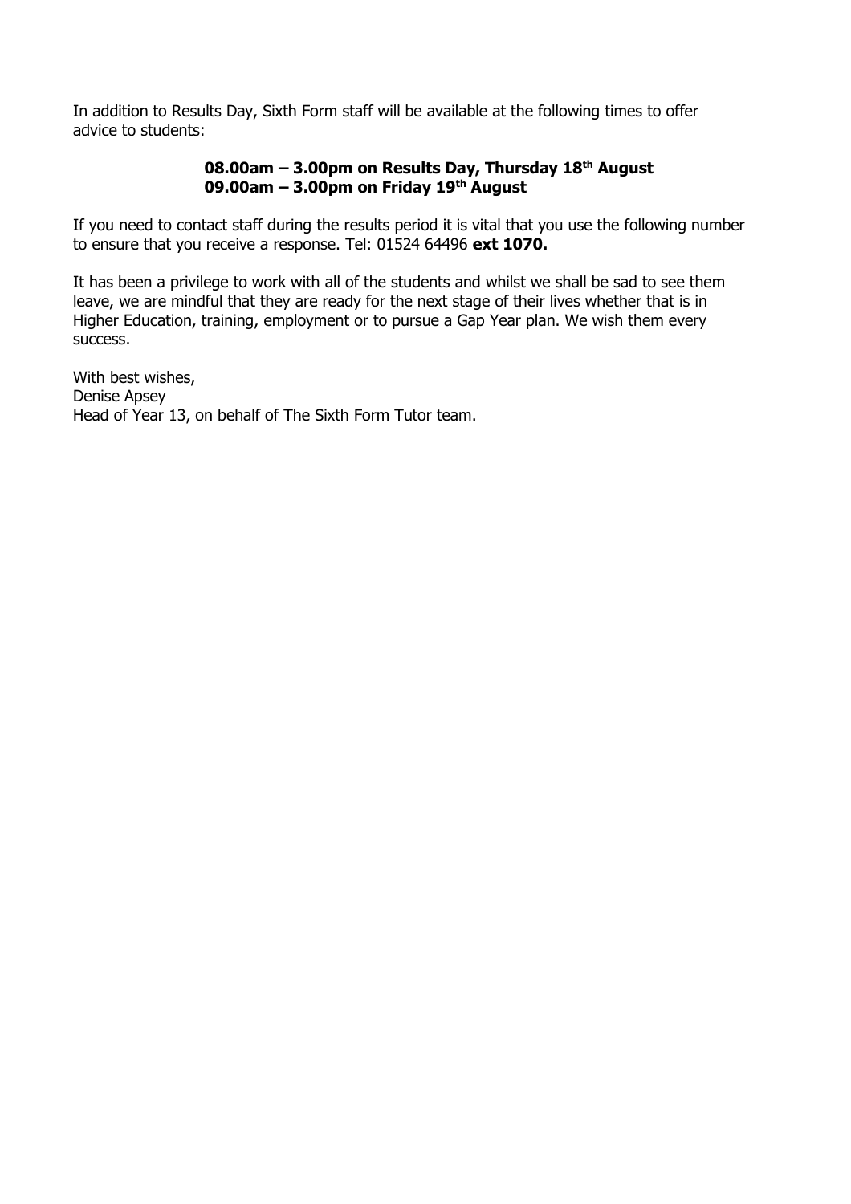In addition to Results Day, Sixth Form staff will be available at the following times to offer advice to students:

**08.00am – 3.00pm on Results Day, Thursday 18th August**
**09.00am – 3.00pm on Friday 19th August**

If you need to contact staff during the results period it is vital that you use the following number to ensure that you receive a response. Tel: 01524 64496 **ext 1070.**

It has been a privilege to work with all of the students and whilst we shall be sad to see them leave, we are mindful that they are ready for the next stage of their lives whether that is in Higher Education, training, employment or to pursue a Gap Year plan. We wish them every success.

With best wishes,
Denise Apsey
Head of Year 13, on behalf of The Sixth Form Tutor team.